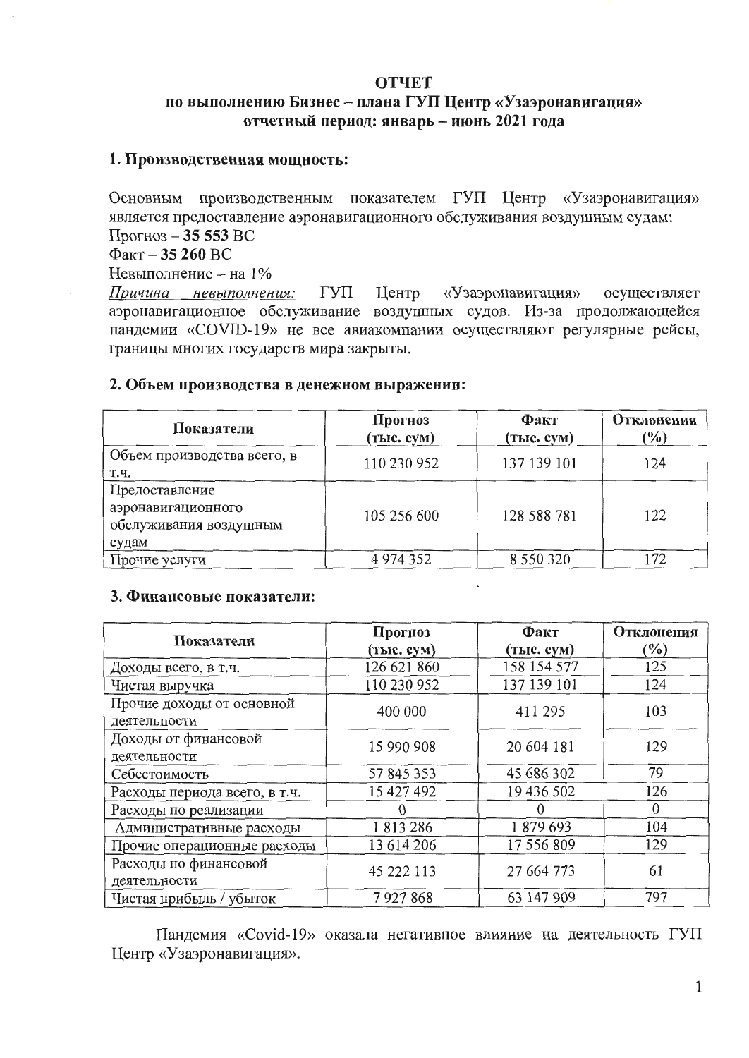# ОТЧЕТ

## по выполнению Бизнес – плана ГУП Центр «Узаэронавигация» отчетный период: январь – июнь 2021 года

### 1. Производственная мощность:

Основным производственным показателем ГУП Центр «Узаэронавигация» является предоставление аэронавигационного обслуживания воздушным судам:

Прогноз – **35 553** ВС

Факт – **35 260** ВС

Невыполнение – на 1%

*Причина невыполнения:* ГУП Центр «Узаэронавигация» осуществляет аэронавигационное обслуживание воздушных судов. Из-за продолжающейся пандемии «COVID-19» не все авиакомпании осуществляют регулярные рейсы, границы многих государств мира закрыты.

### 2. Объем производства в денежном выражении:

| Показатели | Прогноз (тыс. сум) | Факт (тыс. сум) | Отклонения (%) |
|---|---|---|---|
| Объем производства всего, в т.ч. | 110 230 952 | 137 139 101 | 124 |
| Предоставление аэронавигационного обслуживания воздушным судам | 105 256 600 | 128 588 781 | 122 |
| Прочие услуги | 4 974 352 | 8 550 320 | 172 |

### 3. Финансовые показатели:

| Показатели | Прогноз (тыс. сум) | Факт (тыс. сум) | Отклонения (%) |
|---|---|---|---|
| Доходы всего, в т.ч. | 126 621 860 | 158 154 577 | 125 |
| Чистая выручка | 110 230 952 | 137 139 101 | 124 |
| Прочие доходы от основной деятельности | 400 000 | 411 295 | 103 |
| Доходы от финансовой деятельности | 15 990 908 | 20 604 181 | 129 |
| Себестоимость | 57 845 353 | 45 686 302 | 79 |
| Расходы периода всего, в т.ч. | 15 427 492 | 19 436 502 | 126 |
| Расходы по реализации | 0 | 0 | 0 |
| Административные расходы | 1 813 286 | 1 879 693 | 104 |
| Прочие операционные расходы | 13 614 206 | 17 556 809 | 129 |
| Расходы по финансовой деятельности | 45 222 113 | 27 664 773 | 61 |
| Чистая прибыль / убыток | 7 927 868 | 63 147 909 | 797 |

Пандемия «Covid-19» оказала негативное влияние на деятельность ГУП Центр «Узаэронавигация».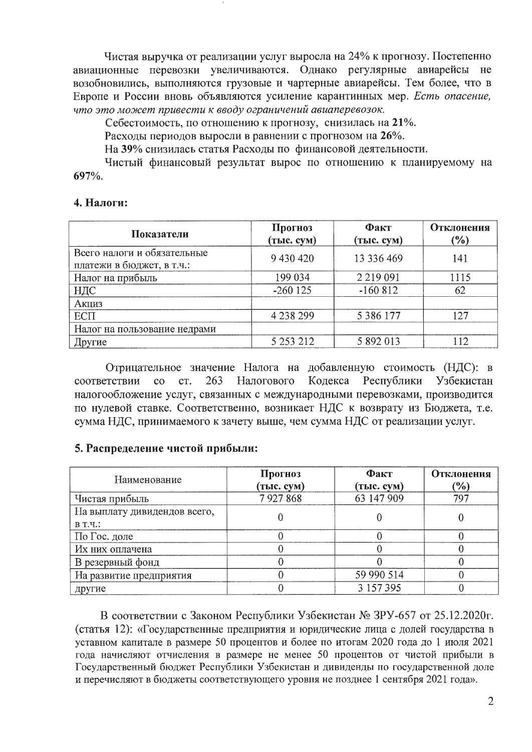Чистая выручка от реализации услуг выросла на 24% к прогнозу. Постепенно авиационные перевозки увеличиваются. Однако регулярные авиарейсы не возобновились, выполняются грузовые и чартерные авиарейсы. Тем более, что в Европе и России вновь объявляются усиление карантинных мер. *Есть опасение, что это может привести к вводу ограничений авиаперевозок.*

Себестоимость, по отношению к прогнозу, снизилась на **21%**.

Расходы периодов выросли в равнении с прогнозом на **26%**.

На **39%** снизилась статья Расходы по финансовой деятельности.

Чистый финансовый результат вырос по отношению к планируемому на **697%**.

## 4. Налоги:

| Показатели | Прогноз (тыс. сум) | Факт (тыс. сум) | Отклонения (%) |
|---|---|---|---|
| Всего налоги и обязательные платежи в бюджет, в т.ч.: | 9 430 420 | 13 336 469 | 141 |
| Налог на прибыль | 199 034 | 2 219 091 | 1115 |
| НДС | -260 125 | -160 812 | 62 |
| Акциз | | | |
| ЕСП | 4 238 299 | 5 386 177 | 127 |
| Налог на пользование недрами | | | |
| Другие | 5 253 212 | 5 892 013 | 112 |

Отрицательное значение Налога на добавленную стоимость (НДС): в соответствии со ст. 263 Налогового Кодекса Республики Узбекистан налогообложение услуг, связанных с международными перевозками, производится по нулевой ставке. Соответственно, возникает НДС к возврату из Бюджета, т.е. сумма НДС, принимаемого к зачету выше, чем сумма НДС от реализации услуг.

## 5. Распределение чистой прибыли:

| Наименование | Прогноз (тыс. сум) | Факт (тыс. сум) | Отклонения (%) |
|---|---|---|---|
| Чистая прибыль | 7 927 868 | 63 147 909 | 797 |
| На выплату дивидендов всего, в т.ч.: | 0 | 0 | 0 |
| По Гос. доле | 0 | 0 | 0 |
| Их них оплачена | 0 | 0 | 0 |
| В резервный фонд | 0 | 0 | 0 |
| На развитие предприятия | 0 | 59 990 514 | 0 |
| другие | 0 | 3 157 395 | 0 |

В соответствии с Законом Республики Узбекистан № ЗРУ-657 от 25.12.2020г. (статья 12): «Государственные предприятия и юридические лица с долей государства в уставном капитале в размере 50 процентов и более по итогам 2020 года до 1 июля 2021 года начисляют отчисления в размере не менее 50 процентов от чистой прибыли в Государственный бюджет Республики Узбекистан и дивиденды по государственной доле и перечисляют в бюджеты соответствующего уровня не позднее 1 сентября 2021 года».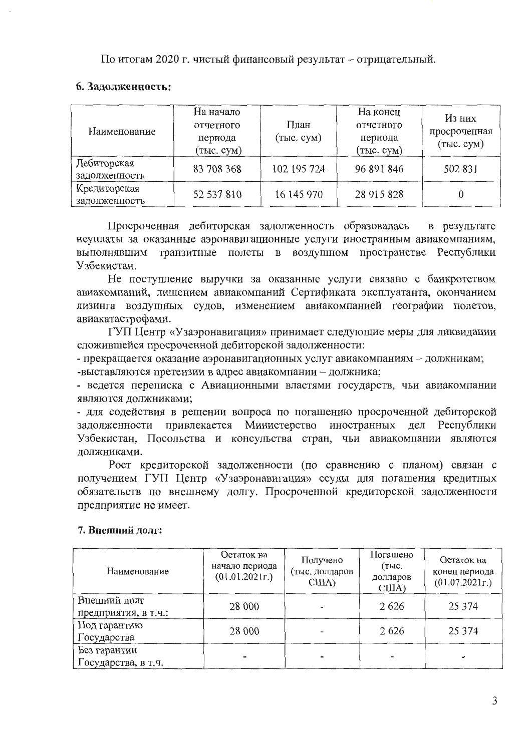По итогам 2020 г. чистый финансовый результат – отрицательный.

**6. Задолженность:**

| Наименование | На начало отчетного периода (тыс. сум) | План (тыс. сум) | На конец отчетного периода (тыс. сум) | Из них просроченная (тыс. сум) |
|---|---|---|---|---|
| Дебиторская задолженность | 83 708 368 | 102 195 724 | 96 891 846 | 502 831 |
| Кредиторская задолженность | 52 537 810 | 16 145 970 | 28 915 828 | 0 |

Просроченная дебиторская задолженность образовалась в результате неуплаты за оказанные аэронавигационные услуги иностранным авиакомпаниям, выполнявшим транзитные полеты в воздушном пространстве Республики Узбекистан.

Не поступление выручки за оказанные услуги связано с банкротством авиакомпаний, лишением авиакомпаний Сертификата эксплуатанта, окончанием лизинга воздушных судов, изменением авиакомпанией географии полетов, авиакатастрофами.

ГУП Центр «Узаэронавигация» принимает следующие меры для ликвидации сложившейся просроченной дебиторской задолженности:

- прекращается оказание аэронавигационных услуг авиакомпаниям – должникам;
- выставляются претензии в адрес авиакомпании – должника;
- ведется переписка с Авиационными властями государств, чьи авиакомпании являются должниками;
- для содействия в решении вопроса по погашению просроченной дебиторской задолженности привлекается Министерство иностранных дел Республики Узбекистан, Посольства и консульства стран, чьи авиакомпании являются должниками.

Рост кредиторской задолженности (по сравнению с планом) связан с получением ГУП Центр «Узаэронавигация» ссуды для погашения кредитных обязательств по внешнему долгу. Просроченной кредиторской задолженности предприятие не имеет.

**7. Внешний долг:**

| Наименование | Остаток на начало периода (01.01.2021г.) | Получено (тыс. долларов США) | Погашено (тыс. долларов США) | Остаток на конец периода (01.07.2021г.) |
|---|---|---|---|---|
| Внешний долг предприятия, в т.ч.: | 28 000 | - | 2 626 | 25 374 |
| Под гарантию Государства | 28 000 | - | 2 626 | 25 374 |
| Без гарантии Государства, в т.ч. | - | - | - | - |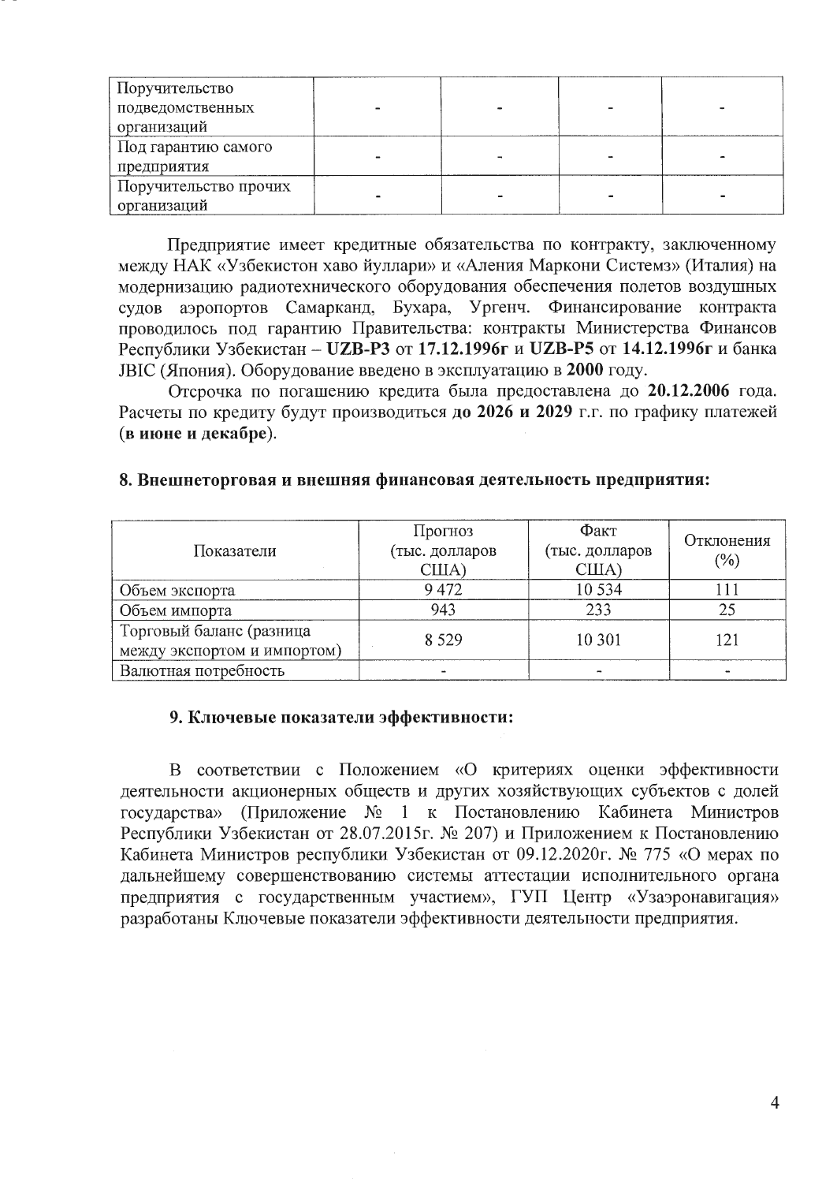| Поручительство подведомственных организаций | - | - | - | - |
|---|---|---|---|---|
| Под гарантию самого предприятия | - | - | - | - |
| Поручительство прочих организаций | - | - | - | - |

Предприятие имеет кредитные обязательства по контракту, заключенному между НАК «Узбекистон хаво йуллари» и «Аления Маркони Системз» (Италия) на модернизацию радиотехнического оборудования обеспечения полетов воздушных судов аэропортов Самарканд, Бухара, Ургенч. Финансирование контракта проводилось под гарантию Правительства: контракты Министерства Финансов Республики Узбекистан – **UZB-P3** от **17.12.1996г** и **UZB-P5** от **14.12.1996г** и банка JBIC (Япония). Оборудование введено в эксплуатацию в **2000** году.

Отсрочка по погашению кредита была предоставлена до **20.12.2006** года. Расчеты по кредиту будут производиться **до 2026 и 2029** г.г. по графику платежей (**в июне и декабре**).

## 8. Внешнеторговая и внешняя финансовая деятельность предприятия:

| Показатели | Прогноз (тыс. долларов США) | Факт (тыс. долларов США) | Отклонения (%) |
|---|---|---|---|
| Объем экспорта | 9 472 | 10 534 | 111 |
| Объем импорта | 943 | 233 | 25 |
| Торговый баланс (разница между экспортом и импортом) | 8 529 | 10 301 | 121 |
| Валютная потребность | - | - | - |

## 9. Ключевые показатели эффективности:

В соответствии с Положением «О критериях оценки эффективности деятельности акционерных обществ и других хозяйствующих субъектов с долей государства» (Приложение № 1 к Постановлению Кабинета Министров Республики Узбекистан от 28.07.2015г. № 207) и Приложением к Постановлению Кабинета Министров республики Узбекистан от 09.12.2020г. № 775 «О мерах по дальнейшему совершенствованию системы аттестации исполнительного органа предприятия с государственным участием», ГУП Центр «Узаэронавигация» разработаны Ключевые показатели эффективности деятельности предприятия.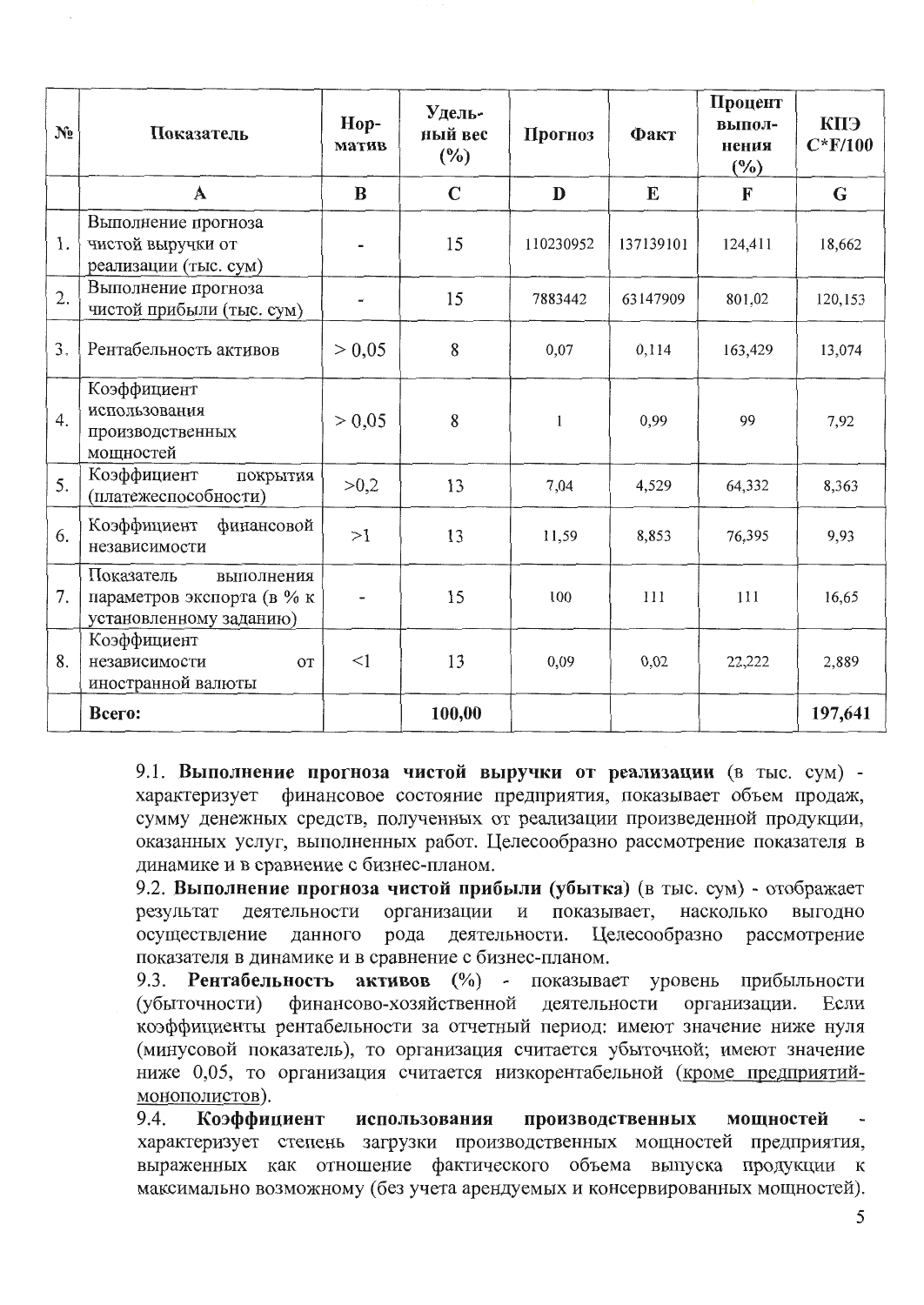| № | Показатель | Норматив | Удельный вес (%) | Прогноз | Факт | Процент выполнения (%) | КПЭ C*F/100 |
|---|---|---|---|---|---|---|---|
| | A | B | C | D | E | F | G |
| 1. | Выполнение прогноза чистой выручки от реализации (тыс. сум) | - | 15 | 110230952 | 137139101 | 124,411 | 18,662 |
| 2. | Выполнение прогноза чистой прибыли (тыс. сум) | - | 15 | 7883442 | 63147909 | 801,02 | 120,153 |
| 3. | Рентабельность активов | > 0,05 | 8 | 0,07 | 0,114 | 163,429 | 13,074 |
| 4. | Коэффициент использования производственных мощностей | > 0,05 | 8 | 1 | 0,99 | 99 | 7,92 |
| 5. | Коэффициент покрытия (платежеспособности) | >0,2 | 13 | 7,04 | 4,529 | 64,332 | 8,363 |
| 6. | Коэффициент финансовой независимости | >1 | 13 | 11,59 | 8,853 | 76,395 | 9,93 |
| 7. | Показатель выполнения параметров экспорта (в % к установленному заданию) | - | 15 | 100 | 111 | 111 | 16,65 |
| 8. | Коэффициент независимости от иностранной валюты | <1 | 13 | 0,09 | 0,02 | 22,222 | 2,889 |
| | **Всего:** | | **100,00** | | | | **197,641** |

9.1. **Выполнение прогноза чистой выручки от реализации** (в тыс. сум) - характеризует финансовое состояние предприятия, показывает объем продаж, сумму денежных средств, полученных от реализации произведенной продукции, оказанных услуг, выполненных работ. Целесообразно рассмотрение показателя в динамике и в сравнение с бизнес-планом.

9.2. **Выполнение прогноза чистой прибыли (убытка)** (в тыс. сум) - отображает результат деятельности организации и показывает, насколько выгодно осуществление данного рода деятельности. Целесообразно рассмотрение показателя в динамике и в сравнение с бизнес-планом.

9.3. **Рентабельность активов (%)** - показывает уровень прибыльности (убыточности) финансово-хозяйственной деятельности организации. Если коэффициенты рентабельности за отчетный период: имеют значение ниже нуля (минусовой показатель), то организация считается убыточной; имеют значение ниже 0,05, то организация считается низкорентабельной (кроме предприятий-монополистов).

9.4. **Коэффициент использования производственных мощностей** - характеризует степень загрузки производственных мощностей предприятия, выраженных как отношение фактического объема выпуска продукции к максимально возможному (без учета арендуемых и консервированных мощностей).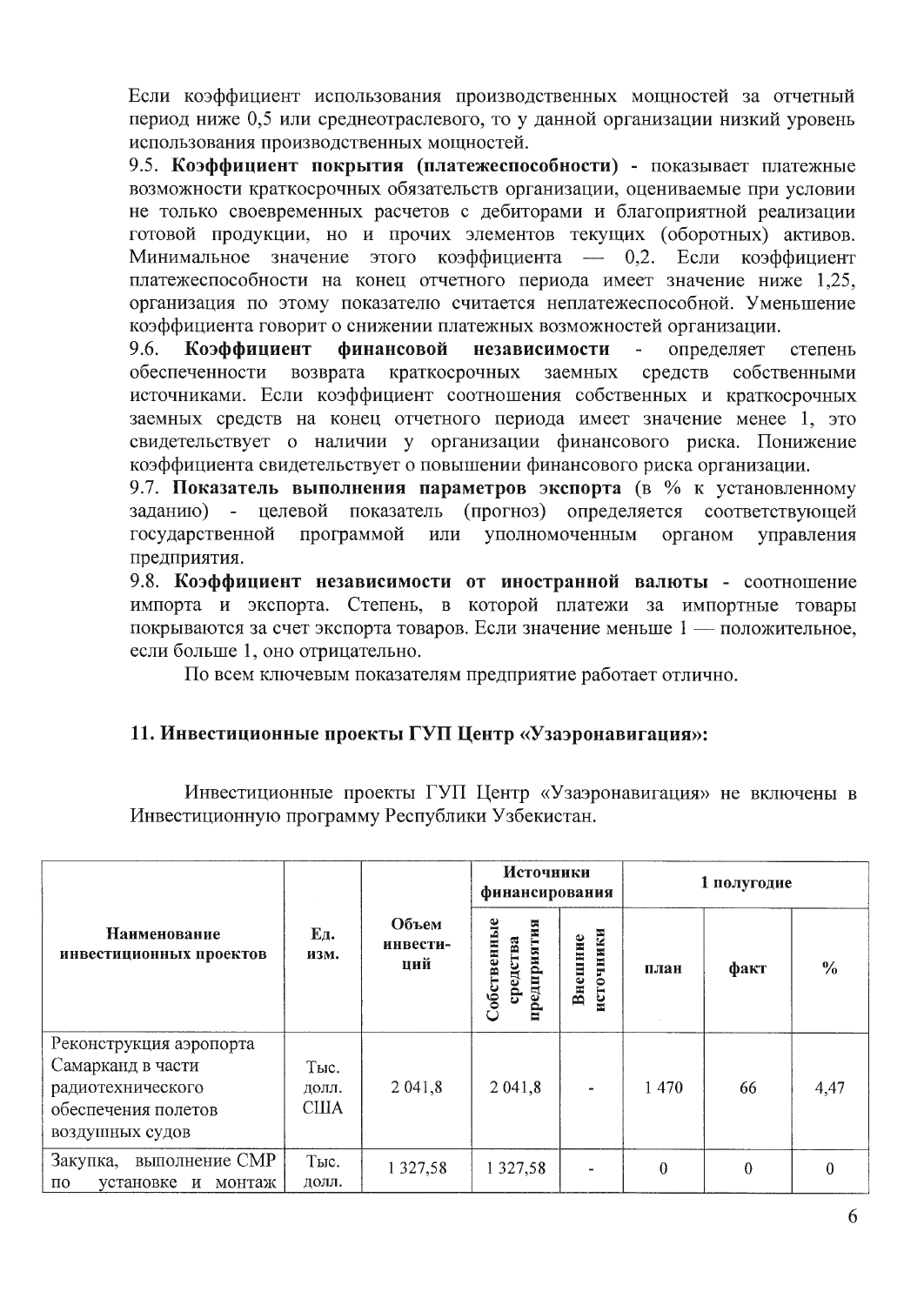Если коэффициент использования производственных мощностей за отчетный период ниже 0,5 или среднеотраслевого, то у данной организации низкий уровень использования производственных мощностей.

9.5. **Коэффициент покрытия (платежеспособности)** - показывает платежные возможности краткосрочных обязательств организации, оцениваемые при условии не только своевременных расчетов с дебиторами и благоприятной реализации готовой продукции, но и прочих элементов текущих (оборотных) активов. Минимальное значение этого коэффициента — 0,2. Если коэффициент платежеспособности на конец отчетного периода имеет значение ниже 1,25, организация по этому показателю считается неплатежеспособной. Уменьшение коэффициента говорит о снижении платежных возможностей организации.

9.6. **Коэффициент финансовой независимости** - определяет степень обеспеченности возврата краткосрочных заемных средств собственными источниками. Если коэффициент соотношения собственных и краткосрочных заемных средств на конец отчетного периода имеет значение менее 1, это свидетельствует о наличии у организации финансового риска. Понижение коэффициента свидетельствует о повышении финансового риска организации.

9.7. **Показатель выполнения параметров экспорта** (в % к установленному заданию) - целевой показатель (прогноз) определяется соответствующей государственной программой или уполномоченным органом управления предприятия.

9.8. **Коэффициент независимости от иностранной валюты** - соотношение импорта и экспорта. Степень, в которой платежи за импортные товары покрываются за счет экспорта товаров. Если значение меньше 1 — положительное, если больше 1, оно отрицательно.

По всем ключевым показателям предприятие работает отлично.

## 11. Инвестиционные проекты ГУП Центр «Узаэронавигация»:

Инвестиционные проекты ГУП Центр «Узаэронавигация» не включены в Инвестиционную программу Республики Узбекистан.

| Наименование инвестиционных проектов | Ед. изм. | Объем инвести-ций | Источники финансирования | | 1 полугодие | | |
|---|---|---|---|---|---|---|---|
| | | | Собственные средства предприятия | Внешние источники | план | факт | % |
| Реконструкция аэропорта Самарканд в части радиотехнического обеспечения полетов воздушных судов | Тыс. долл. США | 2 041,8 | 2 041,8 | - | 1 470 | 66 | 4,47 |
| Закупка, выполнение СМР по установке и монтаж | Тыс. долл. | 1 327,58 | 1 327,58 | - | 0 | 0 | 0 |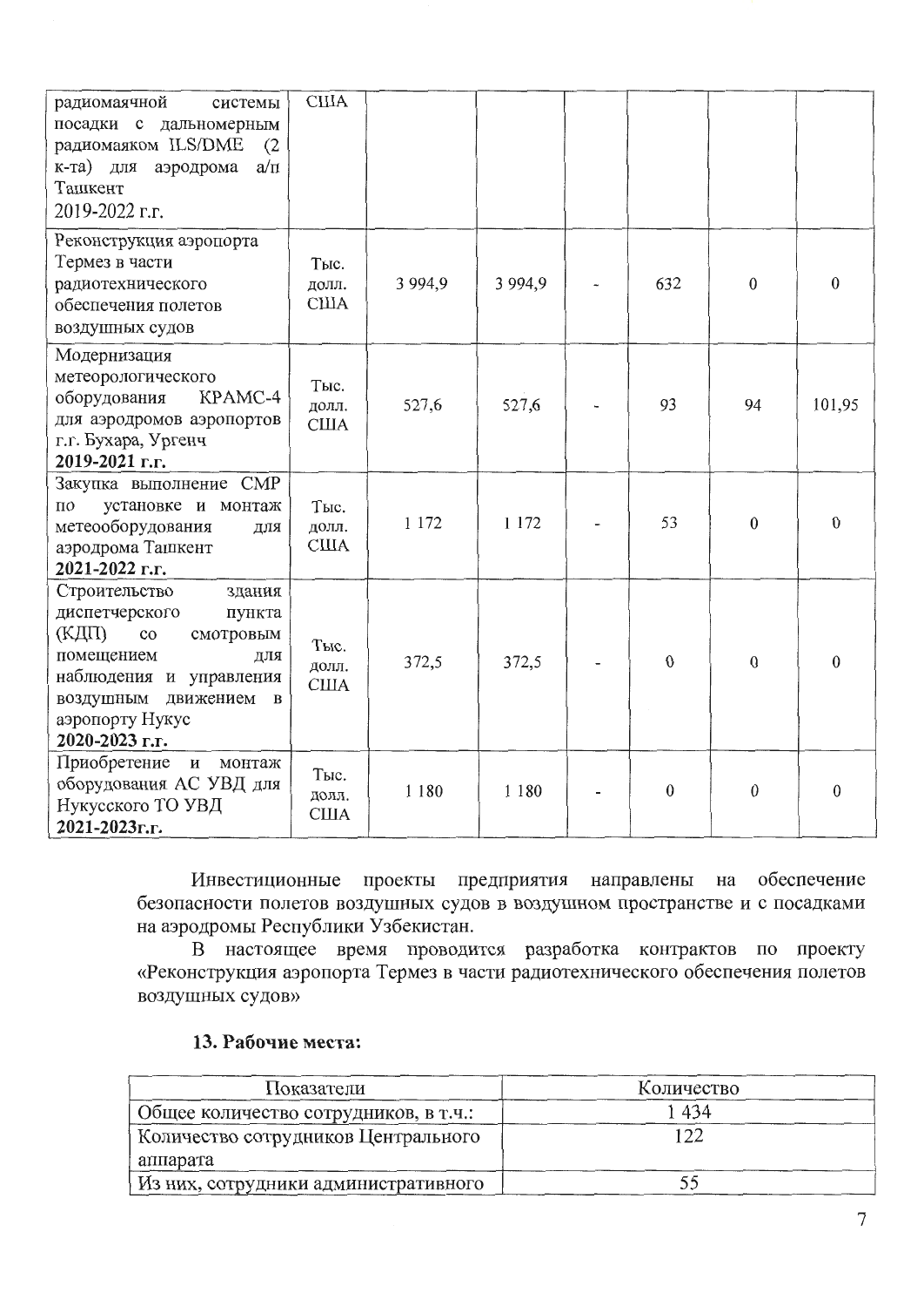| | | | | | | | |
|---|---|---|---|---|---|---|---|
| радиомаячной системы посадки с дальномерным радиомаяком ILS/DME (2 к-та) для аэродрома а/п Ташкент 2019-2022 г.г. | США | | | | | | |
| Реконструкция аэропорта Термез в части радиотехнического обеспечения полетов воздушных судов | Тыс. долл. США | 3 994,9 | 3 994,9 | - | 632 | 0 | 0 |
| Модернизация метеорологического оборудования КРАМС-4 для аэродромов аэропортов г.г. Бухара, Ургенч **2019-2021 г.г.** | Тыс. долл. США | 527,6 | 527,6 | - | 93 | 94 | 101,95 |
| Закупка выполнение СМР по установке и монтаж метеооборудования для аэродрома Ташкент **2021-2022 г.г.** | Тыс. долл. США | 1 172 | 1 172 | - | 53 | 0 | 0 |
| Строительство здания диспетчерского пункта (КДП) со смотровым помещением для наблюдения и управления воздушным движением в аэропорту Нукус **2020-2023 г.г.** | Тыс. долл. США | 372,5 | 372,5 | - | 0 | 0 | 0 |
| Приобретение и монтаж оборудования АС УВД для Нукусского ТО УВД **2021-2023г.г.** | Тыс. долл. США | 1 180 | 1 180 | - | 0 | 0 | 0 |

Инвестиционные проекты предприятия направлены на обеспечение безопасности полетов воздушных судов в воздушном пространстве и с посадками на аэродромы Республики Узбекистан.

В настоящее время проводится разработка контрактов по проекту «Реконструкция аэропорта Термез в части радиотехнического обеспечения полетов воздушных судов»

### 13. Рабочие места:

| Показатели | Количество |
|---|---|
| Общее количество сотрудников, в т.ч.: | 1 434 |
| Количество сотрудников Центрального аппарата | 122 |
| Из них, сотрудники административного | 55 |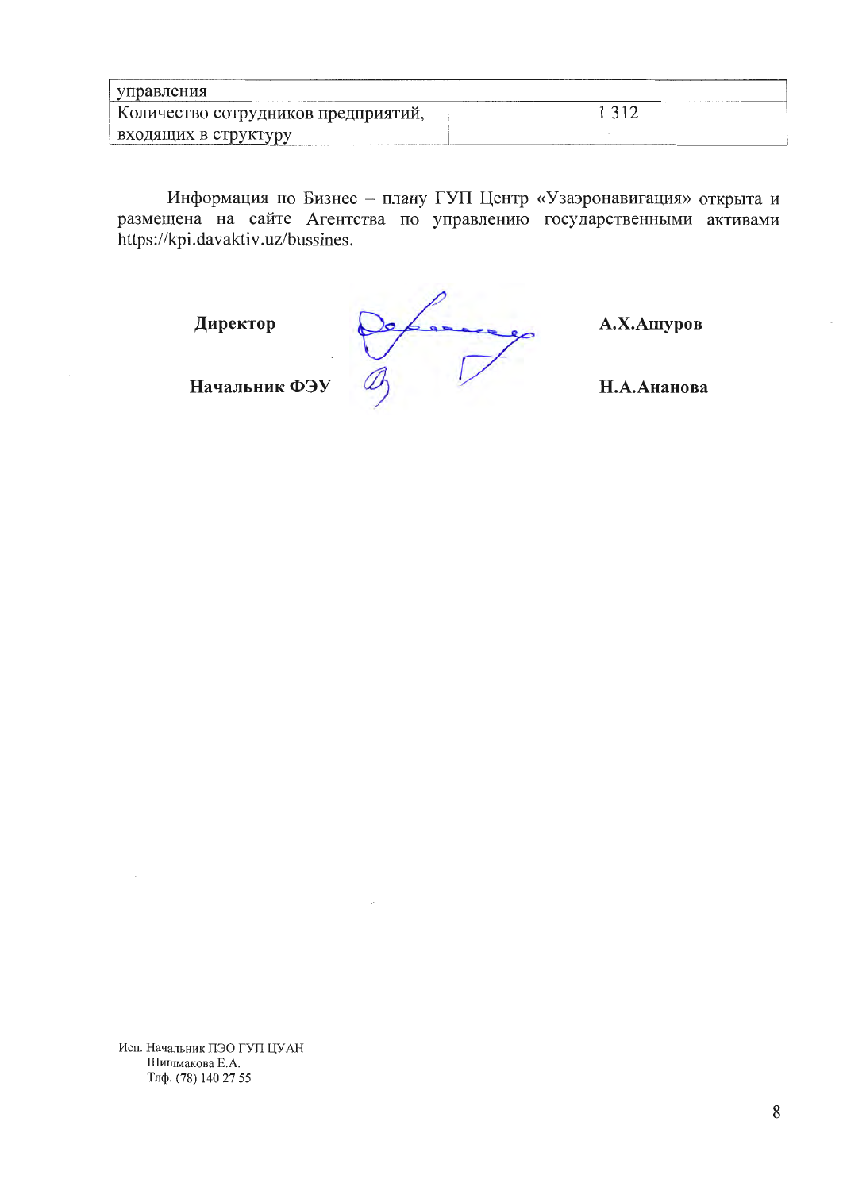| | |
|---|---|
| управления | |
| Количество сотрудников предприятий, входящих в структуру | 1 312 |

Информация по Бизнес – плану ГУП Центр «Узаэронавигация» открыта и размещена на сайте Агентства по управлению государственными активами https://kpi.davaktiv.uz/bussines.

**Директор** **А.Х.Ашуров**

**Начальник ФЭУ** **Н.А.Ананова**

Исп. Начальник ПЭО ГУП ЦУАН
Шишмакова Е.А.
Тлф. (78) 140 27 55